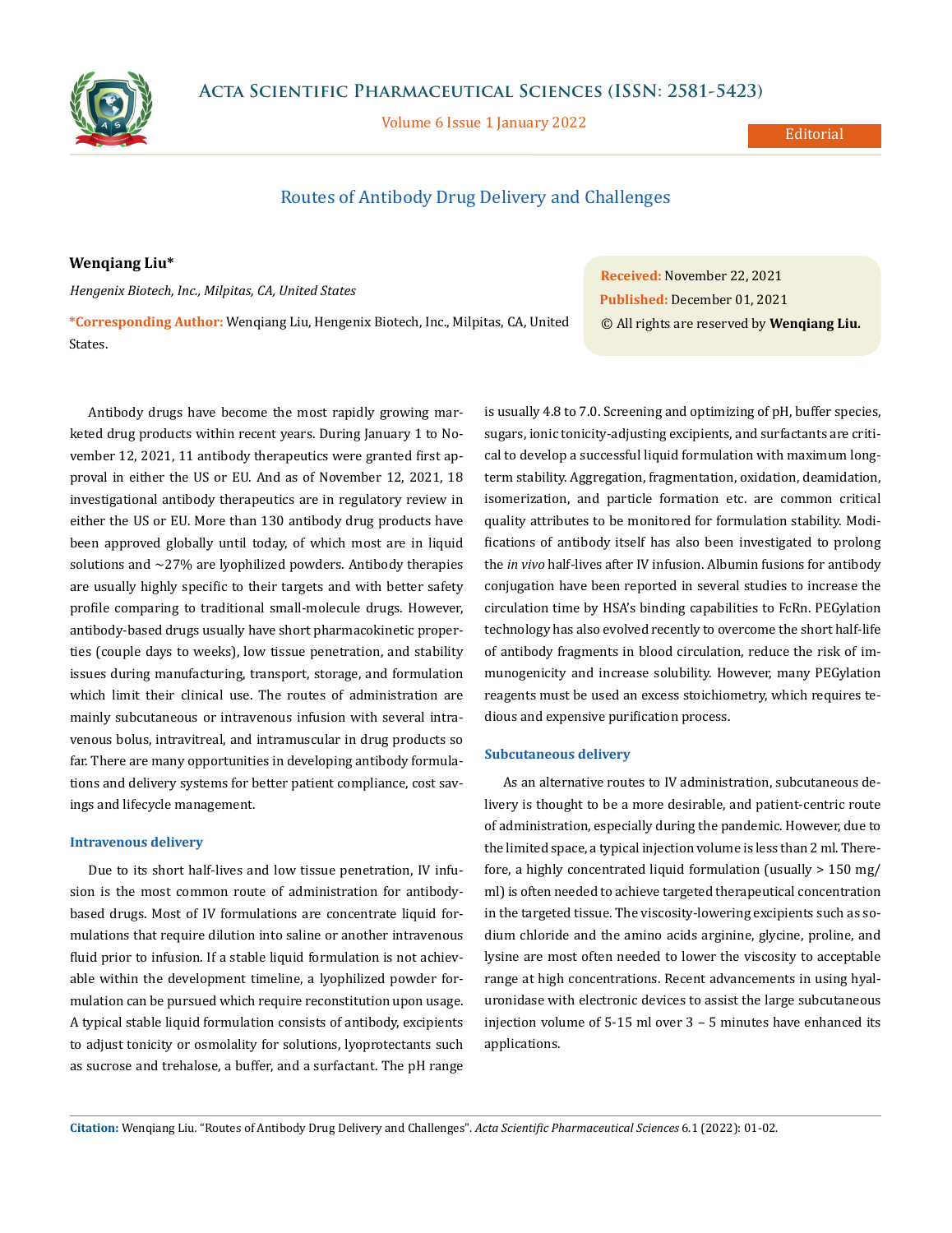Editorial

# Routes of Antibody Drug Delivery and Challenges

**Wenqiang Liu***

*Hengenix Biotech, Inc., Milpitas, CA, United States*

**\*Corresponding Author:** Wenqiang Liu, Hengenix Biotech, Inc., Milpitas, CA, United States.

**Received:** November 22, 2021
**Published:** December 01, 2021
© All rights are reserved by **Wenqiang Liu.**

Antibody drugs have become the most rapidly growing marketed drug products within recent years. During January 1 to November 12, 2021, 11 antibody therapeutics were granted first approval in either the US or EU. And as of November 12, 2021, 18 investigational antibody therapeutics are in regulatory review in either the US or EU. More than 130 antibody drug products have been approved globally until today, of which most are in liquid solutions and ~27% are lyophilized powders. Antibody therapies are usually highly specific to their targets and with better safety profile comparing to traditional small-molecule drugs. However, antibody-based drugs usually have short pharmacokinetic properties (couple days to weeks), low tissue penetration, and stability issues during manufacturing, transport, storage, and formulation which limit their clinical use. The routes of administration are mainly subcutaneous or intravenous infusion with several intravenous bolus, intravitreal, and intramuscular in drug products so far. There are many opportunities in developing antibody formulations and delivery systems for better patient compliance, cost savings and lifecycle management.

## Intravenous delivery

Due to its short half-lives and low tissue penetration, IV infusion is the most common route of administration for antibody-based drugs. Most of IV formulations are concentrate liquid formulations that require dilution into saline or another intravenous fluid prior to infusion. If a stable liquid formulation is not achievable within the development timeline, a lyophilized powder formulation can be pursued which require reconstitution upon usage. A typical stable liquid formulation consists of antibody, excipients to adjust tonicity or osmolality for solutions, lyoprotectants such as sucrose and trehalose, a buffer, and a surfactant. The pH range is usually 4.8 to 7.0. Screening and optimizing of pH, buffer species, sugars, ionic tonicity-adjusting excipients, and surfactants are critical to develop a successful liquid formulation with maximum long-term stability. Aggregation, fragmentation, oxidation, deamidation, isomerization, and particle formation etc. are common critical quality attributes to be monitored for formulation stability. Modifications of antibody itself has also been investigated to prolong the *in vivo* half-lives after IV infusion. Albumin fusions for antibody conjugation have been reported in several studies to increase the circulation time by HSA's binding capabilities to FcRn. PEGylation technology has also evolved recently to overcome the short half-life of antibody fragments in blood circulation, reduce the risk of immunogenicity and increase solubility. However, many PEGylation reagents must be used an excess stoichiometry, which requires tedious and expensive purification process.

## Subcutaneous delivery

As an alternative routes to IV administration, subcutaneous delivery is thought to be a more desirable, and patient-centric route of administration, especially during the pandemic. However, due to the limited space, a typical injection volume is less than 2 ml. Therefore, a highly concentrated liquid formulation (usually > 150 mg/ml) is often needed to achieve targeted therapeutical concentration in the targeted tissue. The viscosity-lowering excipients such as sodium chloride and the amino acids arginine, glycine, proline, and lysine are most often needed to lower the viscosity to acceptable range at high concentrations. Recent advancements in using hyaluronidase with electronic devices to assist the large subcutaneous injection volume of 5-15 ml over 3 – 5 minutes have enhanced its applications.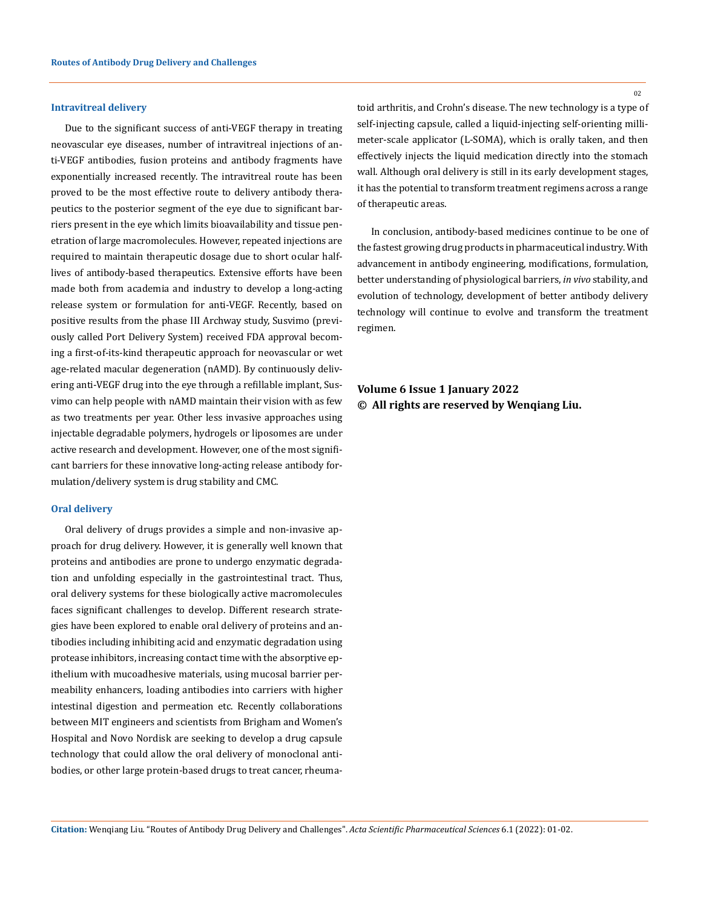### Intravitreal delivery

Due to the significant success of anti-VEGF therapy in treating neovascular eye diseases, number of intravitreal injections of anti-VEGF antibodies, fusion proteins and antibody fragments have exponentially increased recently. The intravitreal route has been proved to be the most effective route to delivery antibody therapeutics to the posterior segment of the eye due to significant barriers present in the eye which limits bioavailability and tissue penetration of large macromolecules. However, repeated injections are required to maintain therapeutic dosage due to short ocular half-lives of antibody-based therapeutics. Extensive efforts have been made both from academia and industry to develop a long-acting release system or formulation for anti-VEGF. Recently, based on positive results from the phase III Archway study, Susvimo (previously called Port Delivery System) received FDA approval becoming a first-of-its-kind therapeutic approach for neovascular or wet age-related macular degeneration (nAMD). By continuously delivering anti-VEGF drug into the eye through a refillable implant, Susvimo can help people with nAMD maintain their vision with as few as two treatments per year. Other less invasive approaches using injectable degradable polymers, hydrogels or liposomes are under active research and development. However, one of the most significant barriers for these innovative long-acting release antibody formulation/delivery system is drug stability and CMC.

### Oral delivery

Oral delivery of drugs provides a simple and non-invasive approach for drug delivery. However, it is generally well known that proteins and antibodies are prone to undergo enzymatic degradation and unfolding especially in the gastrointestinal tract. Thus, oral delivery systems for these biologically active macromolecules faces significant challenges to develop. Different research strategies have been explored to enable oral delivery of proteins and antibodies including inhibiting acid and enzymatic degradation using protease inhibitors, increasing contact time with the absorptive epithelium with mucoadhesive materials, using mucosal barrier permeability enhancers, loading antibodies into carriers with higher intestinal digestion and permeation etc. Recently collaborations between MIT engineers and scientists from Brigham and Women's Hospital and Novo Nordisk are seeking to develop a drug capsule technology that could allow the oral delivery of monoclonal antibodies, or other large protein-based drugs to treat cancer, rheumatoid arthritis, and Crohn's disease. The new technology is a type of self-injecting capsule, called a liquid-injecting self-orienting millimeter-scale applicator (L-SOMA), which is orally taken, and then effectively injects the liquid medication directly into the stomach wall. Although oral delivery is still in its early development stages, it has the potential to transform treatment regimens across a range of therapeutic areas.

In conclusion, antibody-based medicines continue to be one of the fastest growing drug products in pharmaceutical industry. With advancement in antibody engineering, modifications, formulation, better understanding of physiological barriers, *in vivo* stability, and evolution of technology, development of better antibody delivery technology will continue to evolve and transform the treatment regimen.

**Volume 6 Issue 1 January 2022**
**© All rights are reserved by Wenqiang Liu.**